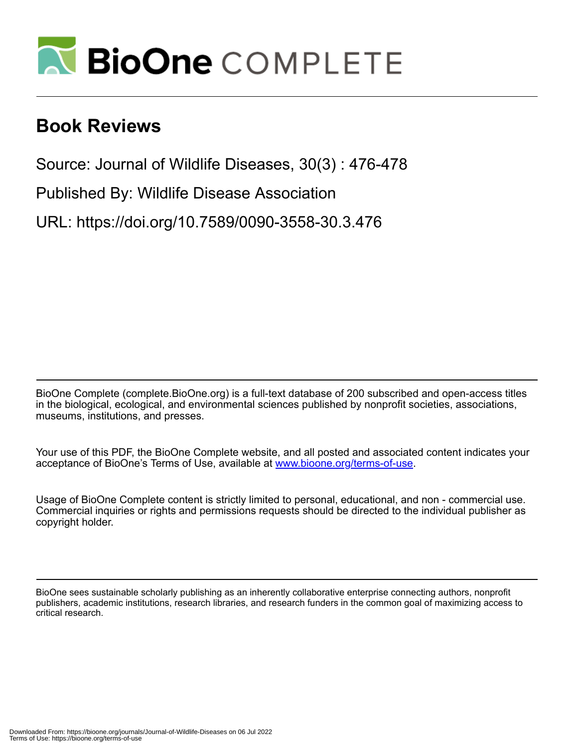# BioOne COMPLETE

## Book Reviews

Source: Journal of Wildlife Diseases, 30(3) : 476-478

Published By: Wildlife Disease Association

URL: https://doi.org/10.7589/0090-3558-30.3.476

BioOne Complete (complete.BioOne.org) is a full-text database of 200 subscribed and open-access titles in the biological, ecological, and environmental sciences published by nonprofit societies, associations, museums, institutions, and presses.

Your use of this PDF, the BioOne Complete website, and all posted and associated content indicates your acceptance of BioOne's Terms of Use, available at www.bioone.org/terms-of-use.

Usage of BioOne Complete content is strictly limited to personal, educational, and non - commercial use. Commercial inquiries or rights and permissions requests should be directed to the individual publisher as copyright holder.

BioOne sees sustainable scholarly publishing as an inherently collaborative enterprise connecting authors, nonprofit publishers, academic institutions, research libraries, and research funders in the common goal of maximizing access to critical research.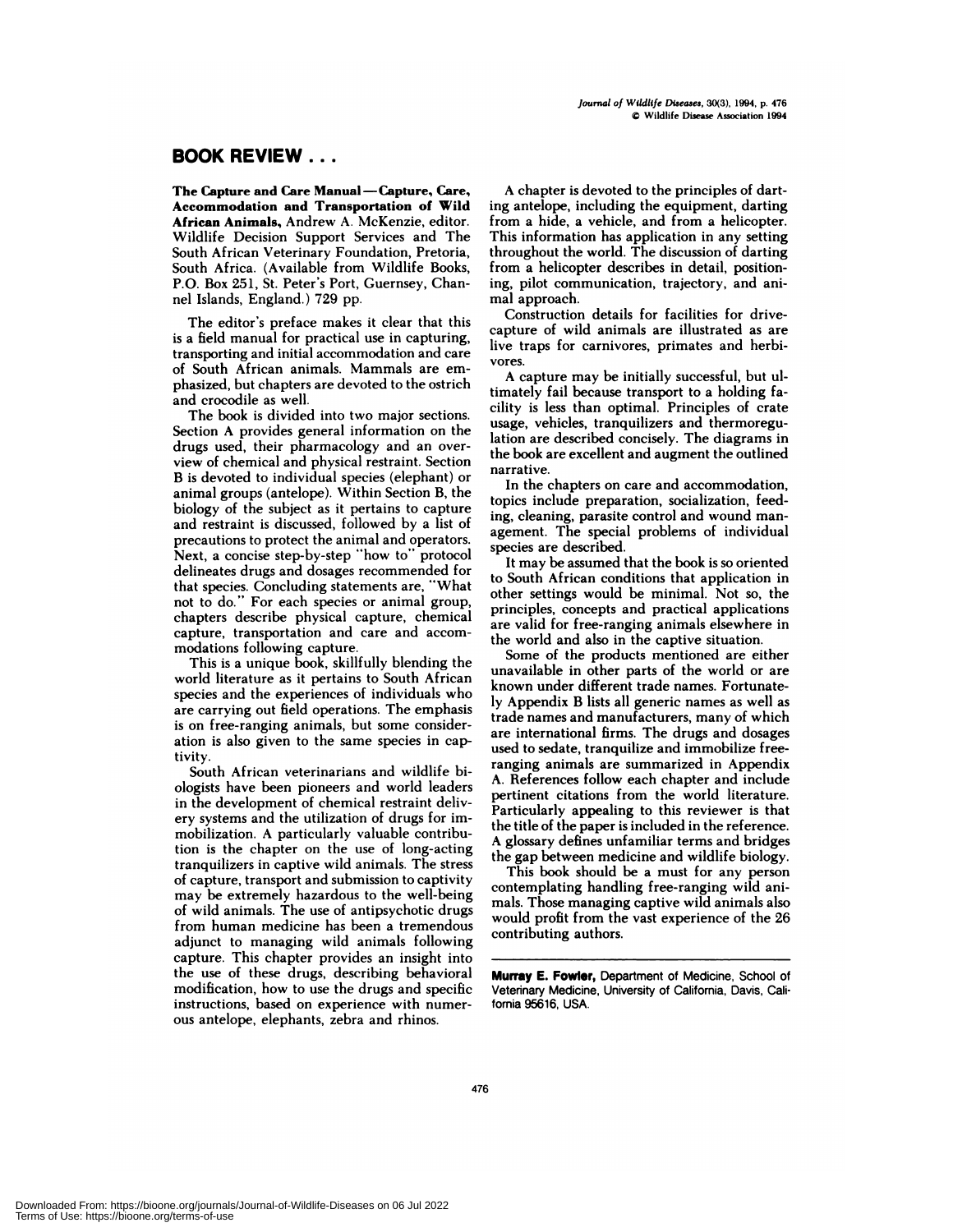# BOOK REVIEW . . .

**The Capture and Care Manual—Capture, Care, Accommodation and Transportation of Wild African Animals,** Andrew A. McKenzie, editor. Wildlife Decision Support Services and The South African Veterinary Foundation, Pretoria, South Africa. (Available from Wildlife Books, P.O. Box 251, St. Peter's Port, Guernsey, Channel Islands, England.) 729 pp.

The editor's preface makes it clear that this is a field manual for practical use in capturing, transporting and initial accommodation and care of South African animals. Mammals are emphasized, but chapters are devoted to the ostrich and crocodile as well.

The book is divided into two major sections. Section A provides general information on the drugs used, their pharmacology and an overview of chemical and physical restraint. Section B is devoted to individual species (elephant) or animal groups (antelope). Within Section B, the biology of the subject as it pertains to capture and restraint is discussed, followed by a list of precautions to protect the animal and operators. Next, a concise step-by-step "how to" protocol delineates drugs and dosages recommended for that species. Concluding statements are, "What not to do." For each species or animal group, chapters describe physical capture, chemical capture, transportation and care and accommodations following capture.

This is a unique book, skillfully blending the world literature as it pertains to South African species and the experiences of individuals who are carrying out field operations. The emphasis is on free-ranging animals, but some consideration is also given to the same species in captivity.

South African veterinarians and wildlife biologists have been pioneers and world leaders in the development of chemical restraint delivery systems and the utilization of drugs for immobilization. A particularly valuable contribution is the chapter on the use of long-acting tranquilizers in captive wild animals. The stress of capture, transport and submission to captivity may be extremely hazardous to the well-being of wild animals. The use of antipsychotic drugs from human medicine has been a tremendous adjunct to managing wild animals following capture. This chapter provides an insight into the use of these drugs, describing behavioral modification, how to use the drugs and specific instructions, based on experience with numerous antelope, elephants, zebra and rhinos.

A chapter is devoted to the principles of darting antelope, including the equipment, darting from a hide, a vehicle, and from a helicopter. This information has application in any setting throughout the world. The discussion of darting from a helicopter describes in detail, positioning, pilot communication, trajectory, and animal approach.

Construction details for facilities for drive-capture of wild animals are illustrated as are live traps for carnivores, primates and herbivores.

A capture may be initially successful, but ultimately fail because transport to a holding facility is less than optimal. Principles of crate usage, vehicles, tranquilizers and thermoregulation are described concisely. The diagrams in the book are excellent and augment the outlined narrative.

In the chapters on care and accommodation, topics include preparation, socialization, feeding, cleaning, parasite control and wound management. The special problems of individual species are described.

It may be assumed that the book is so oriented to South African conditions that application in other settings would be minimal. Not so, the principles, concepts and practical applications are valid for free-ranging animals elsewhere in the world and also in the captive situation.

Some of the products mentioned are either unavailable in other parts of the world or are known under different trade names. Fortunately Appendix B lists all generic names as well as trade names and manufacturers, many of which are international firms. The drugs and dosages used to sedate, tranquilize and immobilize free-ranging animals are summarized in Appendix A. References follow each chapter and include pertinent citations from the world literature. Particularly appealing to this reviewer is that the title of the paper is included in the reference. A glossary defines unfamiliar terms and bridges the gap between medicine and wildlife biology.

This book should be a must for any person contemplating handling free-ranging wild animals. Those managing captive wild animals also would profit from the vast experience of the 26 contributing authors.

---

**Murray E. Fowler,** Department of Medicine, School of Veterinary Medicine, University of California, Davis, California 95616, USA.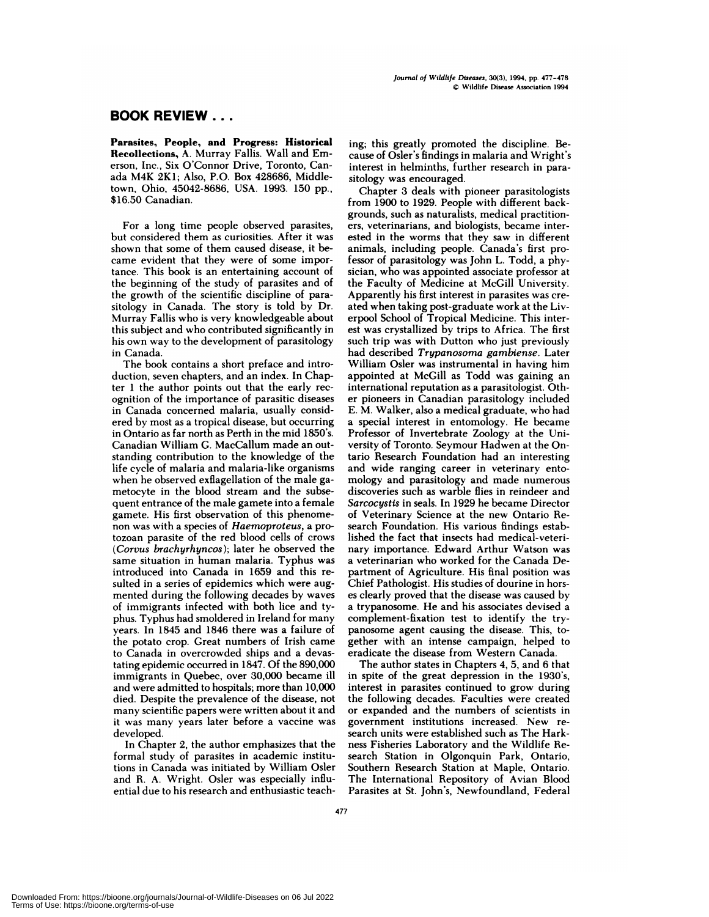## BOOK REVIEW . . .

**Parasites, People, and Progress: Historical Recollections,** A. Murray Fallis. Wall and Emerson, Inc., Six O'Connor Drive, Toronto, Canada M4K 2K1; Also, P.O. Box 428686, Middletown, Ohio, 45042-8686, USA. 1993. 150 pp., $16.50 Canadian.

For a long time people observed parasites, but considered them as curiosities. After it was shown that some of them caused disease, it became evident that they were of some importance. This book is an entertaining account of the beginning of the study of parasites and of the growth of the scientific discipline of parasitology in Canada. The story is told by Dr. Murray Fallis who is very knowledgeable about this subject and who contributed significantly in his own way to the development of parasitology in Canada.

The book contains a short preface and introduction, seven chapters, and an index. In Chapter 1 the author points out that the early recognition of the importance of parasitic diseases in Canada concerned malaria, usually considered by most as a tropical disease, but occurring in Ontario as far north as Perth in the mid 1850's. Canadian William G. MacCallum made an outstanding contribution to the knowledge of the life cycle of malaria and malaria-like organisms when he observed exflagellation of the male gametocyte in the blood stream and the subsequent entrance of the male gamete into a female gamete. His first observation of this phenomenon was with a species of *Haemoproteus*, a protozoan parasite of the red blood cells of crows (*Corvus brachyrhyncos*); later he observed the same situation in human malaria. Typhus was introduced into Canada in 1659 and this resulted in a series of epidemics which were augmented during the following decades by waves of immigrants infected with both lice and typhus. Typhus had smoldered in Ireland for many years. In 1845 and 1846 there was a failure of the potato crop. Great numbers of Irish came to Canada in overcrowded ships and a devastating epidemic occurred in 1847. Of the 890,000 immigrants in Quebec, over 30,000 became ill and were admitted to hospitals; more than 10,000 died. Despite the prevalence of the disease, not many scientific papers were written about it and it was many years later before a vaccine was developed.

In Chapter 2, the author emphasizes that the formal study of parasites in academic institutions in Canada was initiated by William Osler and R. A. Wright. Osler was especially influential due to his research and enthusiastic teaching; this greatly promoted the discipline. Because of Osler's findings in malaria and Wright's interest in helminths, further research in parasitology was encouraged.

Chapter 3 deals with pioneer parasitologists from 1900 to 1929. People with different backgrounds, such as naturalists, medical practitioners, veterinarians, and biologists, became interested in the worms that they saw in different animals, including people. Canada's first professor of parasitology was John L. Todd, a physician, who was appointed associate professor at the Faculty of Medicine at McGill University. Apparently his first interest in parasites was created when taking post-graduate work at the Liverpool School of Tropical Medicine. This interest was crystallized by trips to Africa. The first such trip was with Dutton who just previously had described *Trypanosoma gambiense*. Later William Osler was instrumental in having him appointed at McGill as Todd was gaining an international reputation as a parasitologist. Other pioneers in Canadian parasitology included E. M. Walker, also a medical graduate, who had a special interest in entomology. He became Professor of Invertebrate Zoology at the University of Toronto. Seymour Hadwen at the Ontario Research Foundation had an interesting and wide ranging career in veterinary entomology and parasitology and made numerous discoveries such as warble flies in reindeer and *Sarcocystis* in seals. In 1929 he became Director of Veterinary Science at the new Ontario Research Foundation. His various findings established the fact that insects had medical-veterinary importance. Edward Arthur Watson was a veterinarian who worked for the Canada Department of Agriculture. His final position was Chief Pathologist. His studies of dourine in horses clearly proved that the disease was caused by a trypanosome. He and his associates devised a complement-fixation test to identify the trypanosome agent causing the disease. This, together with an intense campaign, helped to eradicate the disease from Western Canada.

The author states in Chapters 4, 5, and 6 that in spite of the great depression in the 1930's, interest in parasites continued to grow during the following decades. Faculties were created or expanded and the numbers of scientists in government institutions increased. New research units were established such as The Harkness Fisheries Laboratory and the Wildlife Research Station in Olgonquin Park, Ontario, Southern Research Station at Maple, Ontario. The International Repository of Avian Blood Parasites at St. John's, Newfoundland, Federal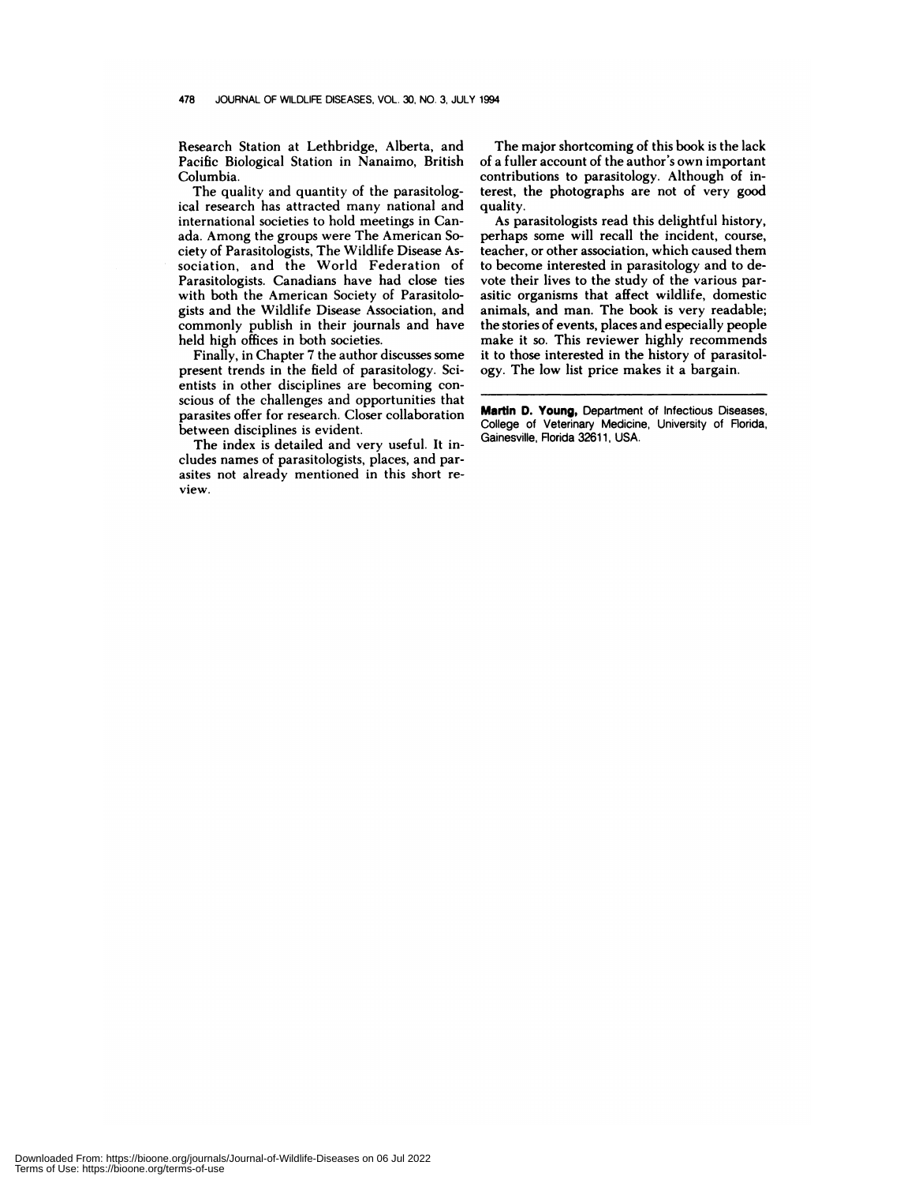Research Station at Lethbridge, Alberta, and Pacific Biological Station in Nanaimo, British Columbia.

The quality and quantity of the parasitological research has attracted many national and international societies to hold meetings in Canada. Among the groups were The American Society of Parasitologists, The Wildlife Disease Association, and the World Federation of Parasitologists. Canadians have had close ties with both the American Society of Parasitologists and the Wildlife Disease Association, and commonly publish in their journals and have held high offices in both societies.

Finally, in Chapter 7 the author discusses some present trends in the field of parasitology. Scientists in other disciplines are becoming conscious of the challenges and opportunities that parasites offer for research. Closer collaboration between disciplines is evident.

The index is detailed and very useful. It includes names of parasitologists, places, and parasites not already mentioned in this short review.

The major shortcoming of this book is the lack of a fuller account of the author's own important contributions to parasitology. Although of interest, the photographs are not of very good quality.

As parasitologists read this delightful history, perhaps some will recall the incident, course, teacher, or other association, which caused them to become interested in parasitology and to devote their lives to the study of the various parasitic organisms that affect wildlife, domestic animals, and man. The book is very readable; the stories of events, places and especially people make it so. This reviewer highly recommends it to those interested in the history of parasitology. The low list price makes it a bargain.

---

**Martin D. Young,** Department of Infectious Diseases, College of Veterinary Medicine, University of Florida, Gainesville, Florida 32611, USA.